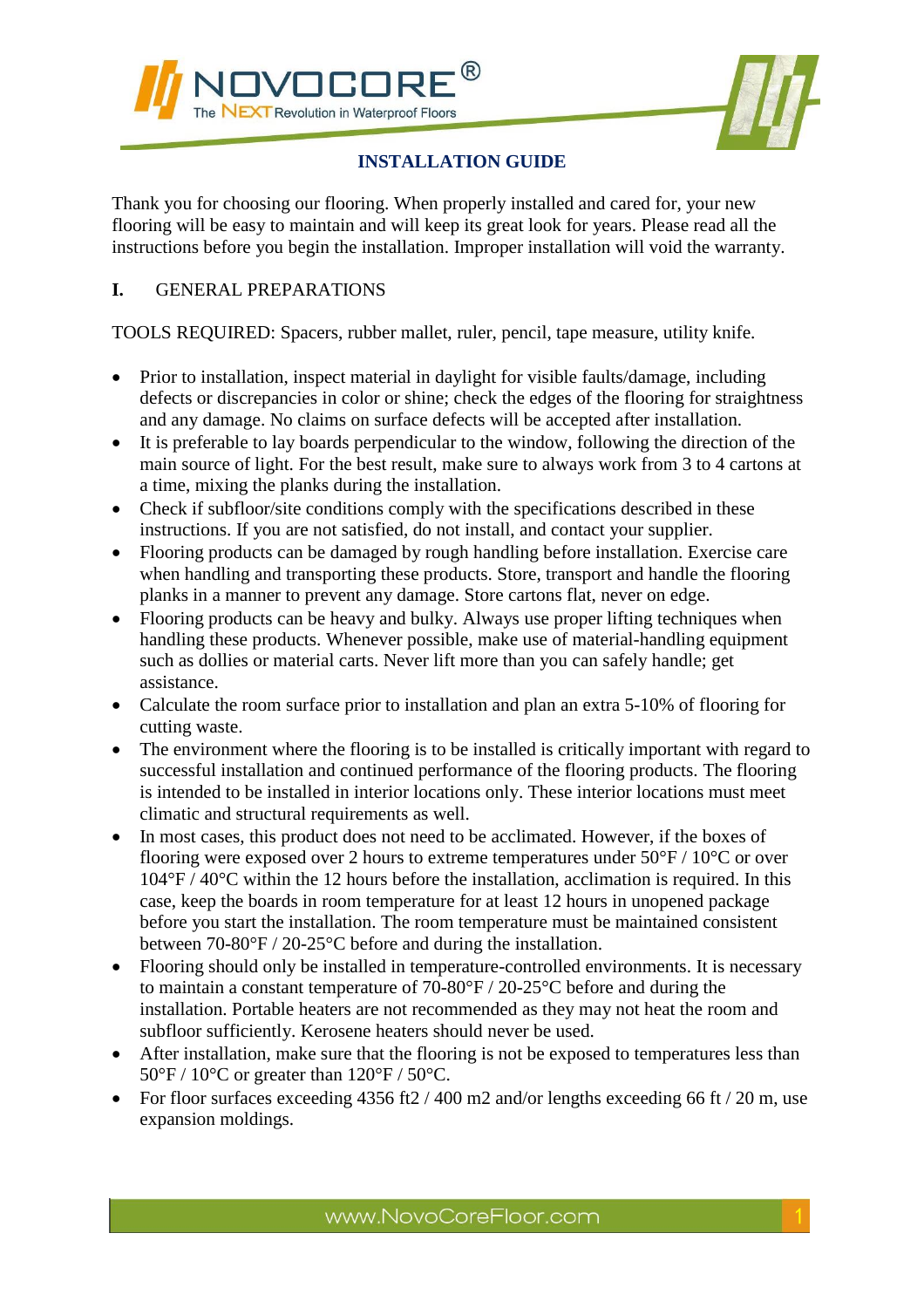# INSTALLATION GUIDE

Thank you for choosing our flooring. When properly installed and cared for, your new flooring will be easy to maintain and will keep its great look for years. Please read all the instructions before you begin the installation. Improper installation will void the warranty.

## I. GENERAL PREPARATIONS

TOOLS REQUIRED: Spacers, rubber mallet, ruler, pencil, tape measure, utility knife.

- Prior to installation, inspect material in daylight for visible faults/damage, including defects or discrepancies in color or shine; check the edges of the flooring for straightness and any damage. No claims on surface defects will be accepted after installation.
- It is preferable to lay boards perpendicular to the window, following the direction of the main source of light. For the best result, make sure to always work from 3 to 4 cartons at a time, mixing the planks during the installation.
- Check if subfloor/site conditions comply with the specifications described in these instructions. If you are not satisfied, do not install, and contact your supplier.
- Flooring products can be damaged by rough handling before installation. Exercise care when handling and transporting these products. Store, transport and handle the flooring planks in a manner to prevent any damage. Store cartons flat, never on edge.
- Flooring products can be heavy and bulky. Always use proper lifting techniques when handling these products. Whenever possible, make use of material-handling equipment such as dollies or material carts. Never lift more than you can safely handle; get assistance.
- Calculate the room surface prior to installation and plan an extra 5-10% of flooring for cutting waste.
- The environment where the flooring is to be installed is critically important with regard to successful installation and continued performance of the flooring products. The flooring is intended to be installed in interior locations only. These interior locations must meet climatic and structural requirements as well.
- In most cases, this product does not need to be acclimated. However, if the boxes of flooring were exposed over 2 hours to extreme temperatures under 50°F / 10°C or over 104°F / 40°C within the 12 hours before the installation, acclimation is required. In this case, keep the boards in room temperature for at least 12 hours in unopened package before you start the installation. The room temperature must be maintained consistent between 70-80°F / 20-25°C before and during the installation.
- Flooring should only be installed in temperature-controlled environments. It is necessary to maintain a constant temperature of 70-80°F / 20-25°C before and during the installation. Portable heaters are not recommended as they may not heat the room and subfloor sufficiently. Kerosene heaters should never be used.
- After installation, make sure that the flooring is not be exposed to temperatures less than 50°F / 10°C or greater than 120°F / 50°C.
- For floor surfaces exceeding 4356 ft2 / 400 m2 and/or lengths exceeding 66 ft / 20 m, use expansion moldings.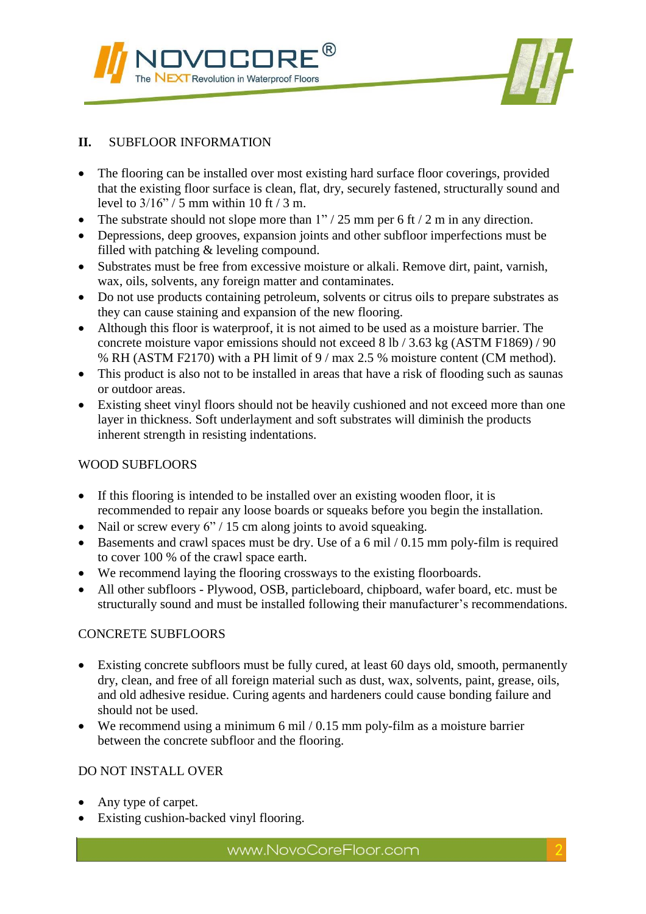## II. SUBFLOOR INFORMATION

- The flooring can be installed over most existing hard surface floor coverings, provided that the existing floor surface is clean, flat, dry, securely fastened, structurally sound and level to 3/16" / 5 mm within 10 ft / 3 m.
- The substrate should not slope more than 1" / 25 mm per 6 ft / 2 m in any direction.
- Depressions, deep grooves, expansion joints and other subfloor imperfections must be filled with patching & leveling compound.
- Substrates must be free from excessive moisture or alkali. Remove dirt, paint, varnish, wax, oils, solvents, any foreign matter and contaminates.
- Do not use products containing petroleum, solvents or citrus oils to prepare substrates as they can cause staining and expansion of the new flooring.
- Although this floor is waterproof, it is not aimed to be used as a moisture barrier. The concrete moisture vapor emissions should not exceed 8 lb / 3.63 kg (ASTM F1869) / 90 % RH (ASTM F2170) with a PH limit of 9 / max 2.5 % moisture content (CM method).
- This product is also not to be installed in areas that have a risk of flooding such as saunas or outdoor areas.
- Existing sheet vinyl floors should not be heavily cushioned and not exceed more than one layer in thickness. Soft underlayment and soft substrates will diminish the products inherent strength in resisting indentations.

### WOOD SUBFLOORS

- If this flooring is intended to be installed over an existing wooden floor, it is recommended to repair any loose boards or squeaks before you begin the installation.
- Nail or screw every 6" / 15 cm along joints to avoid squeaking.
- Basements and crawl spaces must be dry. Use of a 6 mil / 0.15 mm poly-film is required to cover 100 % of the crawl space earth.
- We recommend laying the flooring crossways to the existing floorboards.
- All other subfloors - Plywood, OSB, particleboard, chipboard, wafer board, etc. must be structurally sound and must be installed following their manufacturer's recommendations.

### CONCRETE SUBFLOORS

- Existing concrete subfloors must be fully cured, at least 60 days old, smooth, permanently dry, clean, and free of all foreign material such as dust, wax, solvents, paint, grease, oils, and old adhesive residue. Curing agents and hardeners could cause bonding failure and should not be used.
- We recommend using a minimum 6 mil / 0.15 mm poly-film as a moisture barrier between the concrete subfloor and the flooring.

### DO NOT INSTALL OVER

- Any type of carpet.
- Existing cushion-backed vinyl flooring.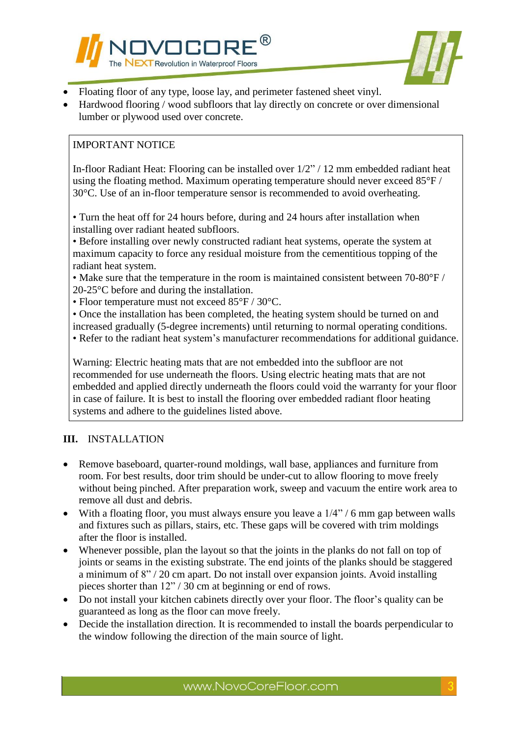- Floating floor of any type, loose lay, and perimeter fastened sheet vinyl.
- Hardwood flooring / wood subfloors that lay directly on concrete or over dimensional lumber or plywood used over concrete.

> IMPORTANT NOTICE
>
> In-floor Radiant Heat: Flooring can be installed over 1/2" / 12 mm embedded radiant heat using the floating method. Maximum operating temperature should never exceed 85°F / 30°C. Use of an in-floor temperature sensor is recommended to avoid overheating.
>
> • Turn the heat off for 24 hours before, during and 24 hours after installation when installing over radiant heated subfloors.
> • Before installing over newly constructed radiant heat systems, operate the system at maximum capacity to force any residual moisture from the cementitious topping of the radiant heat system.
> • Make sure that the temperature in the room is maintained consistent between 70-80°F / 20-25°C before and during the installation.
> • Floor temperature must not exceed 85°F / 30°C.
> • Once the installation has been completed, the heating system should be turned on and increased gradually (5-degree increments) until returning to normal operating conditions.
> • Refer to the radiant heat system's manufacturer recommendations for additional guidance.
>
> Warning: Electric heating mats that are not embedded into the subfloor are not recommended for use underneath the floors. Using electric heating mats that are not embedded and applied directly underneath the floors could void the warranty for your floor in case of failure. It is best to install the flooring over embedded radiant floor heating systems and adhere to the guidelines listed above.

## III. INSTALLATION

- Remove baseboard, quarter-round moldings, wall base, appliances and furniture from room. For best results, door trim should be under-cut to allow flooring to move freely without being pinched. After preparation work, sweep and vacuum the entire work area to remove all dust and debris.
- With a floating floor, you must always ensure you leave a 1/4" / 6 mm gap between walls and fixtures such as pillars, stairs, etc. These gaps will be covered with trim moldings after the floor is installed.
- Whenever possible, plan the layout so that the joints in the planks do not fall on top of joints or seams in the existing substrate. The end joints of the planks should be staggered a minimum of 8" / 20 cm apart. Do not install over expansion joints. Avoid installing pieces shorter than 12" / 30 cm at beginning or end of rows.
- Do not install your kitchen cabinets directly over your floor. The floor's quality can be guaranteed as long as the floor can move freely.
- Decide the installation direction. It is recommended to install the boards perpendicular to the window following the direction of the main source of light.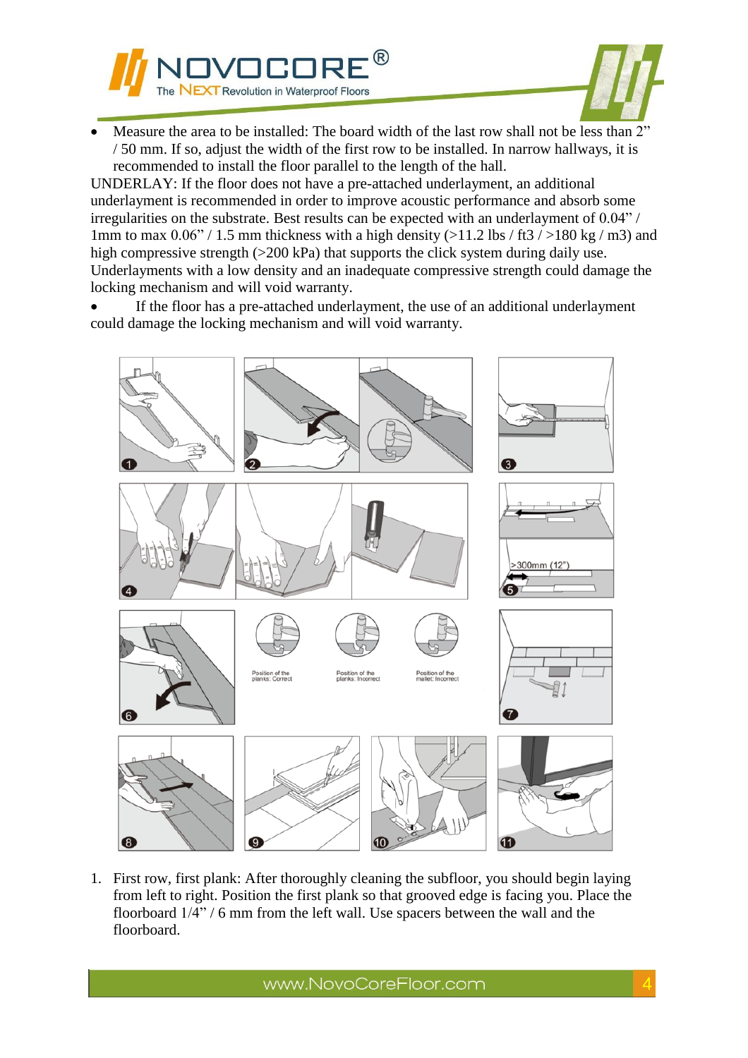- Measure the area to be installed: The board width of the last row shall not be less than 2" / 50 mm. If so, adjust the width of the first row to be installed. In narrow hallways, it is recommended to install the floor parallel to the length of the hall.

UNDERLAY: If the floor does not have a pre-attached underlayment, an additional underlayment is recommended in order to improve acoustic performance and absorb some irregularities on the substrate. Best results can be expected with an underlayment of 0.04" / 1mm to max 0.06" / 1.5 mm thickness with a high density (>11.2 lbs / ft3 / >180 kg / m3) and high compressive strength (>200 kPa) that supports the click system during daily use. Underlayments with a low density and an inadequate compressive strength could damage the locking mechanism and will void warranty.

- If the floor has a pre-attached underlayment, the use of an additional underlayment could damage the locking mechanism and will void warranty.

1
2
3
4
5
>300mm (12")
6
Position of the planks: Correct
Position of the planks: Incorrect
Position of the mallet: Incorrect
7
8
9
10
11

1. First row, first plank: After thoroughly cleaning the subfloor, you should begin laying from left to right. Position the first plank so that grooved edge is facing you. Place the floorboard 1/4" / 6 mm from the left wall. Use spacers between the wall and the floorboard.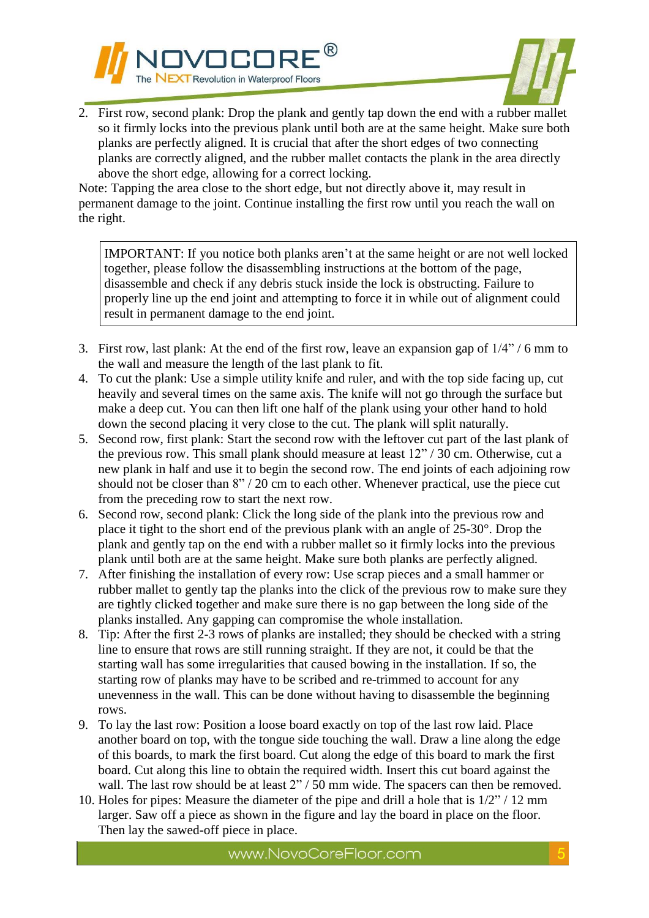2. First row, second plank: Drop the plank and gently tap down the end with a rubber mallet so it firmly locks into the previous plank until both are at the same height. Make sure both planks are perfectly aligned. It is crucial that after the short edges of two connecting planks are correctly aligned, and the rubber mallet contacts the plank in the area directly above the short edge, allowing for a correct locking.

Note: Tapping the area close to the short edge, but not directly above it, may result in permanent damage to the joint. Continue installing the first row until you reach the wall on the right.

> IMPORTANT: If you notice both planks aren't at the same height or are not well locked together, please follow the disassembling instructions at the bottom of the page, disassemble and check if any debris stuck inside the lock is obstructing. Failure to properly line up the end joint and attempting to force it in while out of alignment could result in permanent damage to the end joint.

3. First row, last plank: At the end of the first row, leave an expansion gap of 1/4" / 6 mm to the wall and measure the length of the last plank to fit.
4. To cut the plank: Use a simple utility knife and ruler, and with the top side facing up, cut heavily and several times on the same axis. The knife will not go through the surface but make a deep cut. You can then lift one half of the plank using your other hand to hold down the second placing it very close to the cut. The plank will split naturally.
5. Second row, first plank: Start the second row with the leftover cut part of the last plank of the previous row. This small plank should measure at least 12" / 30 cm. Otherwise, cut a new plank in half and use it to begin the second row. The end joints of each adjoining row should not be closer than 8" / 20 cm to each other. Whenever practical, use the piece cut from the preceding row to start the next row.
6. Second row, second plank: Click the long side of the plank into the previous row and place it tight to the short end of the previous plank with an angle of 25-30°. Drop the plank and gently tap on the end with a rubber mallet so it firmly locks into the previous plank until both are at the same height. Make sure both planks are perfectly aligned.
7. After finishing the installation of every row: Use scrap pieces and a small hammer or rubber mallet to gently tap the planks into the click of the previous row to make sure they are tightly clicked together and make sure there is no gap between the long side of the planks installed. Any gapping can compromise the whole installation.
8. Tip: After the first 2-3 rows of planks are installed; they should be checked with a string line to ensure that rows are still running straight. If they are not, it could be that the starting wall has some irregularities that caused bowing in the installation. If so, the starting row of planks may have to be scribed and re-trimmed to account for any unevenness in the wall. This can be done without having to disassemble the beginning rows.
9. To lay the last row: Position a loose board exactly on top of the last row laid. Place another board on top, with the tongue side touching the wall. Draw a line along the edge of this boards, to mark the first board. Cut along the edge of this board to mark the first board. Cut along this line to obtain the required width. Insert this cut board against the wall. The last row should be at least 2" / 50 mm wide. The spacers can then be removed.
10. Holes for pipes: Measure the diameter of the pipe and drill a hole that is 1/2" / 12 mm larger. Saw off a piece as shown in the figure and lay the board in place on the floor. Then lay the sawed-off piece in place.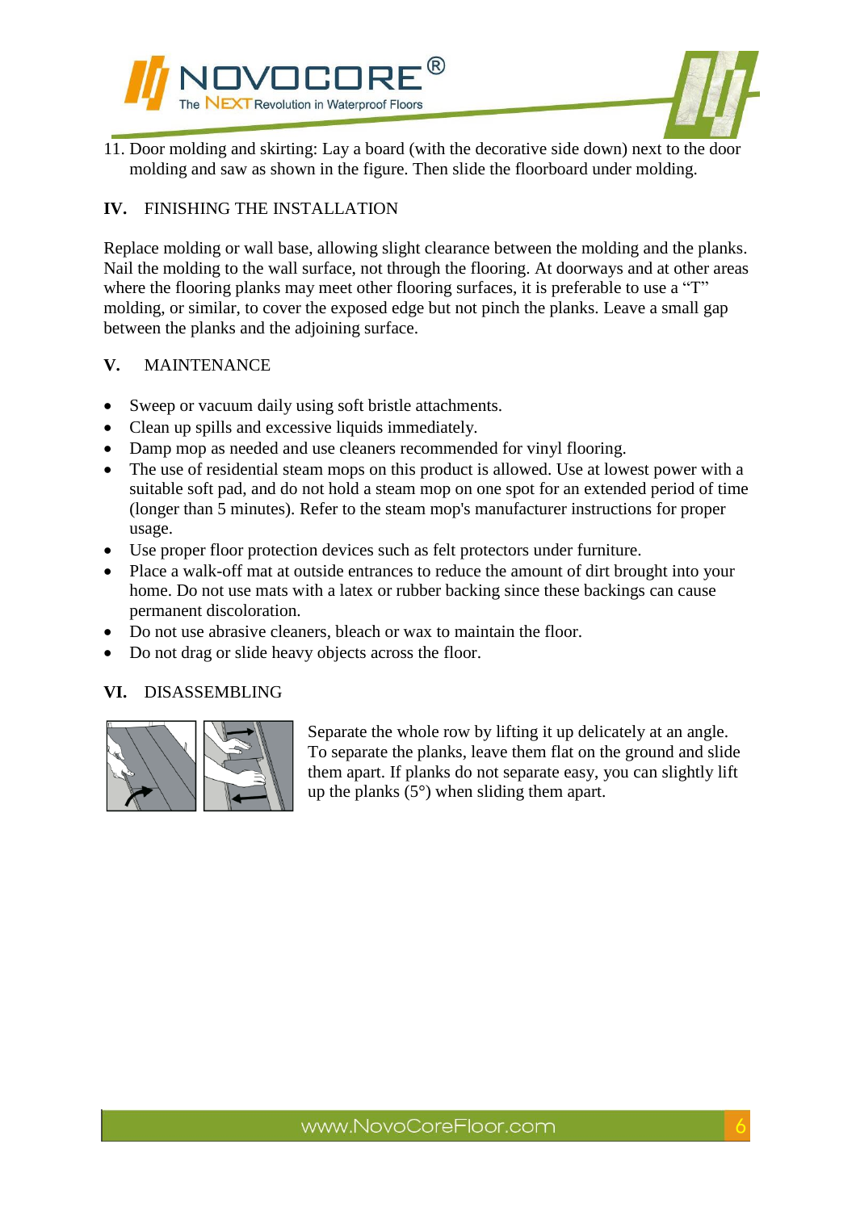11. Door molding and skirting: Lay a board (with the decorative side down) next to the door molding and saw as shown in the figure. Then slide the floorboard under molding.

## IV. FINISHING THE INSTALLATION

Replace molding or wall base, allowing slight clearance between the molding and the planks. Nail the molding to the wall surface, not through the flooring. At doorways and at other areas where the flooring planks may meet other flooring surfaces, it is preferable to use a "T" molding, or similar, to cover the exposed edge but not pinch the planks. Leave a small gap between the planks and the adjoining surface.

## V. MAINTENANCE

- Sweep or vacuum daily using soft bristle attachments.
- Clean up spills and excessive liquids immediately.
- Damp mop as needed and use cleaners recommended for vinyl flooring.
- The use of residential steam mops on this product is allowed. Use at lowest power with a suitable soft pad, and do not hold a steam mop on one spot for an extended period of time (longer than 5 minutes). Refer to the steam mop's manufacturer instructions for proper usage.
- Use proper floor protection devices such as felt protectors under furniture.
- Place a walk-off mat at outside entrances to reduce the amount of dirt brought into your home. Do not use mats with a latex or rubber backing since these backings can cause permanent discoloration.
- Do not use abrasive cleaners, bleach or wax to maintain the floor.
- Do not drag or slide heavy objects across the floor.

## VI. DISASSEMBLING

Separate the whole row by lifting it up delicately at an angle. To separate the planks, leave them flat on the ground and slide them apart. If planks do not separate easy, you can slightly lift up the planks (5°) when sliding them apart.